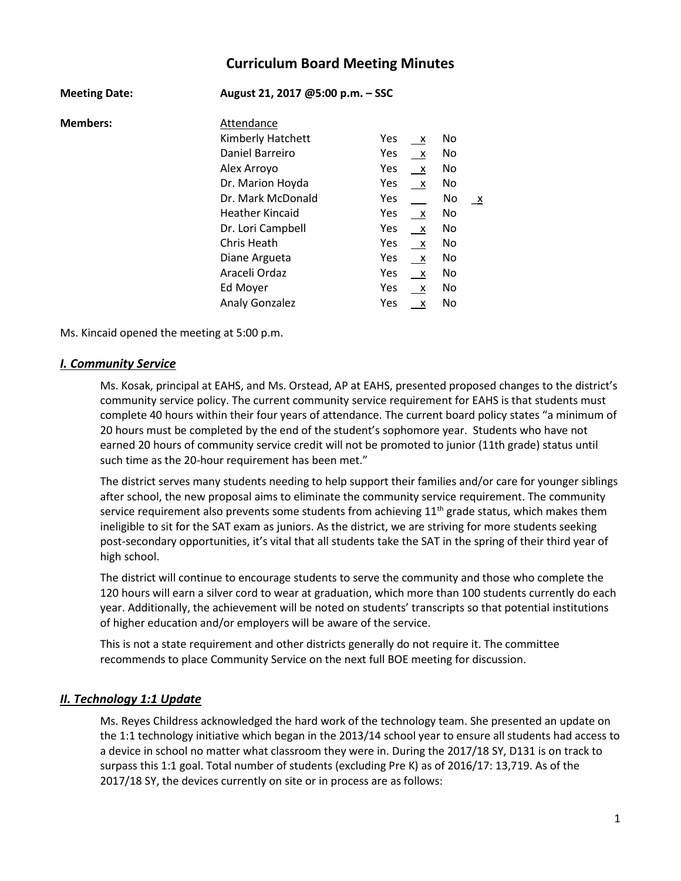# Curriculum Board Meeting Minutes

**Meeting Date:** **August 21, 2017 @5:00 p.m. – SSC**

**Members:**

| Attendance | Yes | | No | |
|---|---|---|---|---|
| Kimberly Hatchett | Yes | x | No | |
| Daniel Barreiro | Yes | x | No | |
| Alex Arroyo | Yes | x | No | |
| Dr. Marion Hoyda | Yes | x | No | |
| Dr. Mark McDonald | Yes | | No | x |
| Heather Kincaid | Yes | x | No | |
| Dr. Lori Campbell | Yes | x | No | |
| Chris Heath | Yes | x | No | |
| Diane Argueta | Yes | x | No | |
| Araceli Ordaz | Yes | x | No | |
| Ed Moyer | Yes | x | No | |
| Analy Gonzalez | Yes | x | No | |

Ms. Kincaid opened the meeting at 5:00 p.m.

## ***I. Community Service***

Ms. Kosak, principal at EAHS, and Ms. Orstead, AP at EAHS, presented proposed changes to the district's community service policy. The current community service requirement for EAHS is that students must complete 40 hours within their four years of attendance. The current board policy states "a minimum of 20 hours must be completed by the end of the student's sophomore year. Students who have not earned 20 hours of community service credit will not be promoted to junior (11th grade) status until such time as the 20-hour requirement has been met."

The district serves many students needing to help support their families and/or care for younger siblings after school, the new proposal aims to eliminate the community service requirement. The community service requirement also prevents some students from achieving 11th grade status, which makes them ineligible to sit for the SAT exam as juniors. As the district, we are striving for more students seeking post-secondary opportunities, it's vital that all students take the SAT in the spring of their third year of high school.

The district will continue to encourage students to serve the community and those who complete the 120 hours will earn a silver cord to wear at graduation, which more than 100 students currently do each year. Additionally, the achievement will be noted on students' transcripts so that potential institutions of higher education and/or employers will be aware of the service.

This is not a state requirement and other districts generally do not require it. The committee recommends to place Community Service on the next full BOE meeting for discussion.

## ***II. Technology 1:1 Update***

Ms. Reyes Childress acknowledged the hard work of the technology team. She presented an update on the 1:1 technology initiative which began in the 2013/14 school year to ensure all students had access to a device in school no matter what classroom they were in. During the 2017/18 SY, D131 is on track to surpass this 1:1 goal. Total number of students (excluding Pre K) as of 2016/17: 13,719. As of the 2017/18 SY, the devices currently on site or in process are as follows: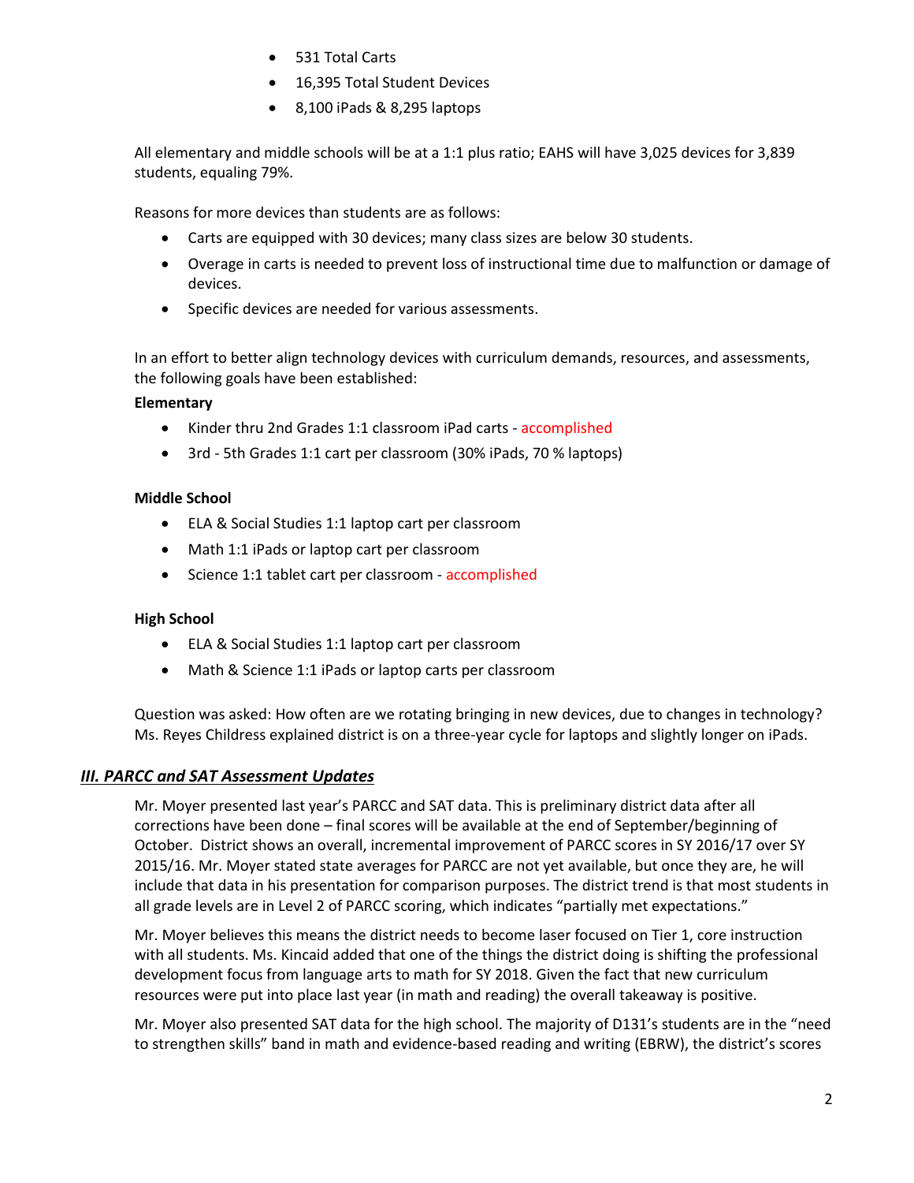- 531 Total Carts
- 16,395 Total Student Devices
- 8,100 iPads & 8,295 laptops

All elementary and middle schools will be at a 1:1 plus ratio; EAHS will have 3,025 devices for 3,839 students, equaling 79%.

Reasons for more devices than students are as follows:

- Carts are equipped with 30 devices; many class sizes are below 30 students.
- Overage in carts is needed to prevent loss of instructional time due to malfunction or damage of devices.
- Specific devices are needed for various assessments.

In an effort to better align technology devices with curriculum demands, resources, and assessments, the following goals have been established:

**Elementary**

- Kinder thru 2nd Grades 1:1 classroom iPad carts - accomplished
- 3rd - 5th Grades 1:1 cart per classroom (30% iPads, 70 % laptops)

**Middle School**

- ELA & Social Studies 1:1 laptop cart per classroom
- Math 1:1 iPads or laptop cart per classroom
- Science 1:1 tablet cart per classroom - accomplished

**High School**

- ELA & Social Studies 1:1 laptop cart per classroom
- Math & Science 1:1 iPads or laptop carts per classroom

Question was asked: How often are we rotating bringing in new devices, due to changes in technology? Ms. Reyes Childress explained district is on a three-year cycle for laptops and slightly longer on iPads.

## ***III. PARCC and SAT Assessment Updates***

Mr. Moyer presented last year's PARCC and SAT data. This is preliminary district data after all corrections have been done – final scores will be available at the end of September/beginning of October. District shows an overall, incremental improvement of PARCC scores in SY 2016/17 over SY 2015/16. Mr. Moyer stated state averages for PARCC are not yet available, but once they are, he will include that data in his presentation for comparison purposes. The district trend is that most students in all grade levels are in Level 2 of PARCC scoring, which indicates "partially met expectations."

Mr. Moyer believes this means the district needs to become laser focused on Tier 1, core instruction with all students. Ms. Kincaid added that one of the things the district doing is shifting the professional development focus from language arts to math for SY 2018. Given the fact that new curriculum resources were put into place last year (in math and reading) the overall takeaway is positive.

Mr. Moyer also presented SAT data for the high school. The majority of D131's students are in the "need to strengthen skills" band in math and evidence-based reading and writing (EBRW), the district's scores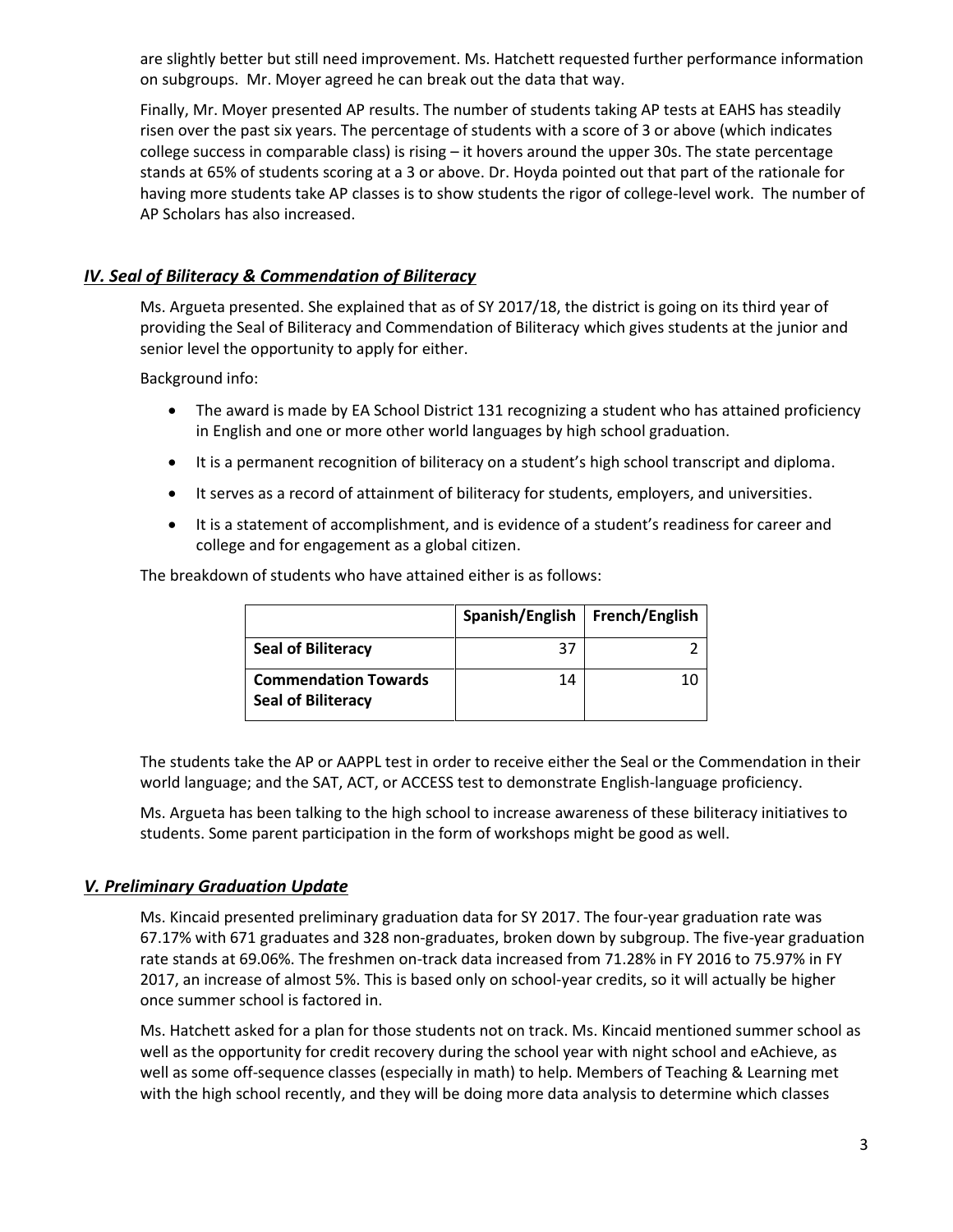are slightly better but still need improvement. Ms. Hatchett requested further performance information on subgroups. Mr. Moyer agreed he can break out the data that way.

Finally, Mr. Moyer presented AP results. The number of students taking AP tests at EAHS has steadily risen over the past six years. The percentage of students with a score of 3 or above (which indicates college success in comparable class) is rising – it hovers around the upper 30s. The state percentage stands at 65% of students scoring at a 3 or above. Dr. Hoyda pointed out that part of the rationale for having more students take AP classes is to show students the rigor of college-level work. The number of AP Scholars has also increased.

## *IV. Seal of Biliteracy & Commendation of Biliteracy*

Ms. Argueta presented. She explained that as of SY 2017/18, the district is going on its third year of providing the Seal of Biliteracy and Commendation of Biliteracy which gives students at the junior and senior level the opportunity to apply for either.

Background info:

- The award is made by EA School District 131 recognizing a student who has attained proficiency in English and one or more other world languages by high school graduation.
- It is a permanent recognition of biliteracy on a student's high school transcript and diploma.
- It serves as a record of attainment of biliteracy for students, employers, and universities.
- It is a statement of accomplishment, and is evidence of a student's readiness for career and college and for engagement as a global citizen.

The breakdown of students who have attained either is as follows:

| | **Spanish/English** | **French/English** |
|---|---|---|
| **Seal of Biliteracy** | 37 | 2 |
| **Commendation Towards Seal of Biliteracy** | 14 | 10 |

The students take the AP or AAPPL test in order to receive either the Seal or the Commendation in their world language; and the SAT, ACT, or ACCESS test to demonstrate English-language proficiency.

Ms. Argueta has been talking to the high school to increase awareness of these biliteracy initiatives to students. Some parent participation in the form of workshops might be good as well.

## *V. Preliminary Graduation Update*

Ms. Kincaid presented preliminary graduation data for SY 2017. The four-year graduation rate was 67.17% with 671 graduates and 328 non-graduates, broken down by subgroup. The five-year graduation rate stands at 69.06%. The freshmen on-track data increased from 71.28% in FY 2016 to 75.97% in FY 2017, an increase of almost 5%. This is based only on school-year credits, so it will actually be higher once summer school is factored in.

Ms. Hatchett asked for a plan for those students not on track. Ms. Kincaid mentioned summer school as well as the opportunity for credit recovery during the school year with night school and eAchieve, as well as some off-sequence classes (especially in math) to help. Members of Teaching & Learning met with the high school recently, and they will be doing more data analysis to determine which classes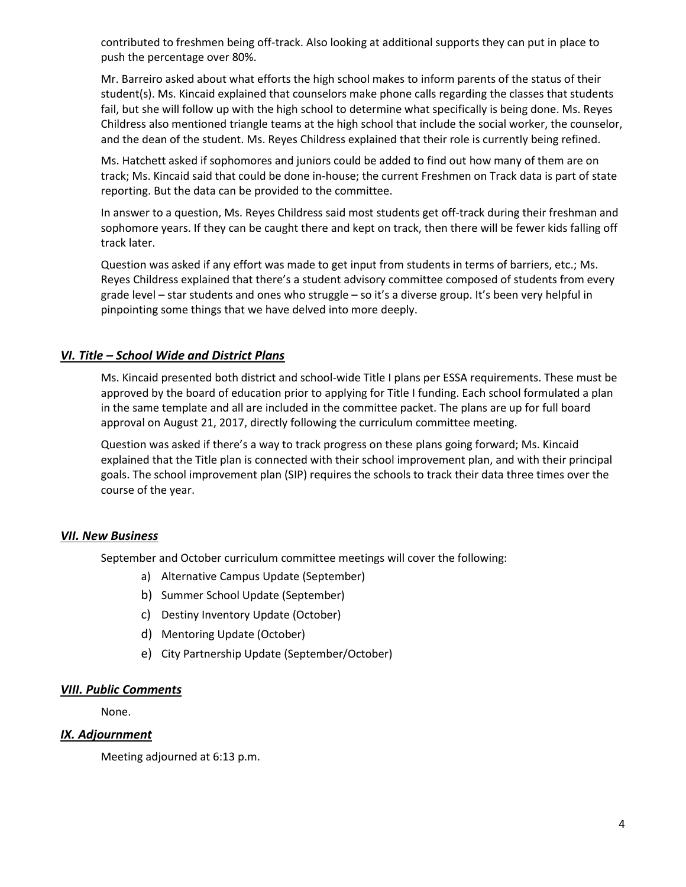contributed to freshmen being off-track. Also looking at additional supports they can put in place to push the percentage over 80%.

Mr. Barreiro asked about what efforts the high school makes to inform parents of the status of their student(s). Ms. Kincaid explained that counselors make phone calls regarding the classes that students fail, but she will follow up with the high school to determine what specifically is being done. Ms. Reyes Childress also mentioned triangle teams at the high school that include the social worker, the counselor, and the dean of the student. Ms. Reyes Childress explained that their role is currently being refined.

Ms. Hatchett asked if sophomores and juniors could be added to find out how many of them are on track; Ms. Kincaid said that could be done in-house; the current Freshmen on Track data is part of state reporting. But the data can be provided to the committee.

In answer to a question, Ms. Reyes Childress said most students get off-track during their freshman and sophomore years. If they can be caught there and kept on track, then there will be fewer kids falling off track later.

Question was asked if any effort was made to get input from students in terms of barriers, etc.; Ms. Reyes Childress explained that there's a student advisory committee composed of students from every grade level – star students and ones who struggle – so it's a diverse group. It's been very helpful in pinpointing some things that we have delved into more deeply.

### ***VI. Title – School Wide and District Plans***

Ms. Kincaid presented both district and school-wide Title I plans per ESSA requirements. These must be approved by the board of education prior to applying for Title I funding. Each school formulated a plan in the same template and all are included in the committee packet. The plans are up for full board approval on August 21, 2017, directly following the curriculum committee meeting.

Question was asked if there's a way to track progress on these plans going forward; Ms. Kincaid explained that the Title plan is connected with their school improvement plan, and with their principal goals. The school improvement plan (SIP) requires the schools to track their data three times over the course of the year.

### ***VII. New Business***

September and October curriculum committee meetings will cover the following:

a) Alternative Campus Update (September)
b) Summer School Update (September)
c) Destiny Inventory Update (October)
d) Mentoring Update (October)
e) City Partnership Update (September/October)

### ***VIII. Public Comments***

None.

### ***IX. Adjournment***

Meeting adjourned at 6:13 p.m.